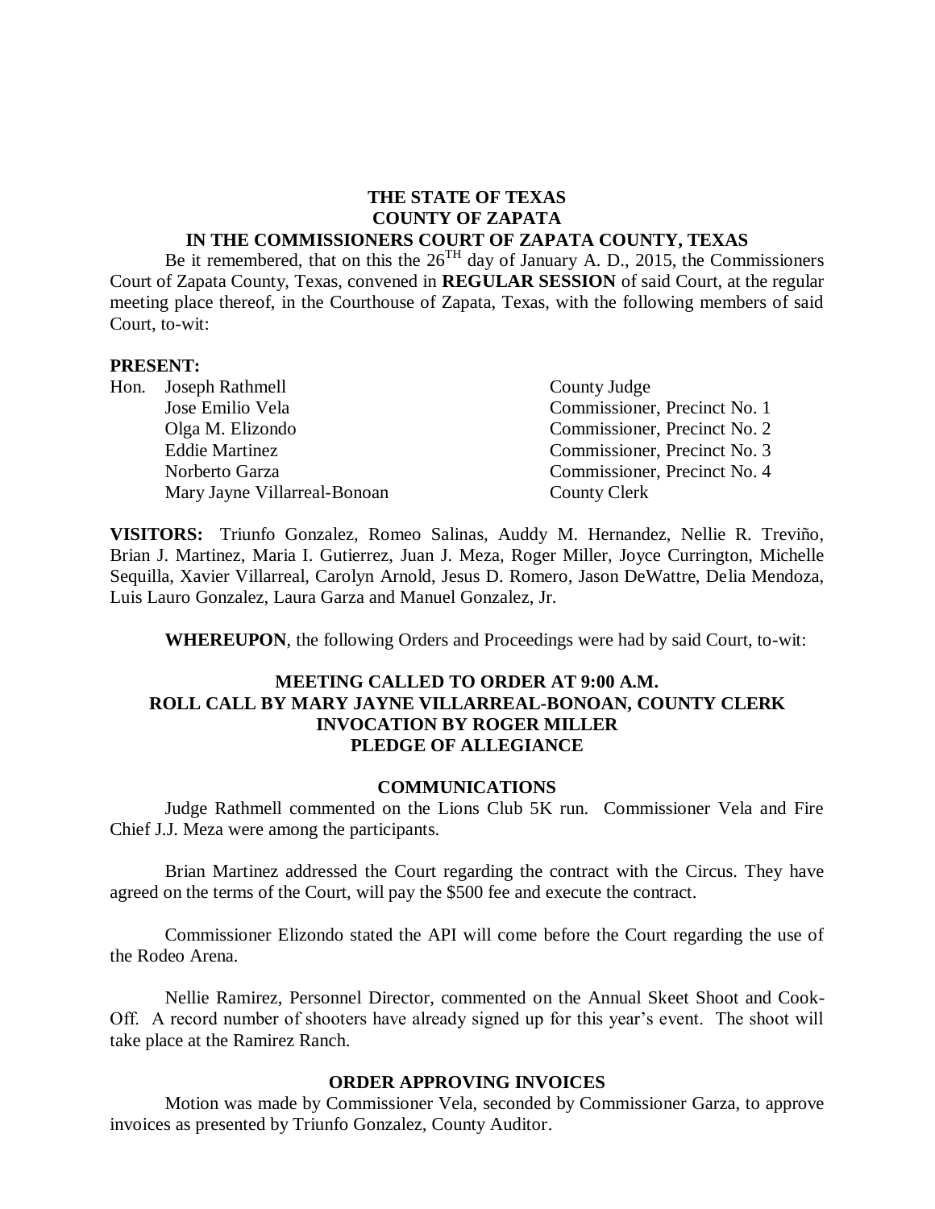**THE STATE OF TEXAS**
**COUNTY OF ZAPATA**
**IN THE COMMISSIONERS COURT OF ZAPATA COUNTY, TEXAS**

Be it remembered, that on this the 26$^{TH}$ day of January A. D., 2015, the Commissioners Court of Zapata County, Texas, convened in **REGULAR SESSION** of said Court, at the regular meeting place thereof, in the Courthouse of Zapata, Texas, with the following members of said Court, to-wit:

**PRESENT:**

| | | |
|---|---|---|
| Hon. | Joseph Rathmell | County Judge |
| | Jose Emilio Vela | Commissioner, Precinct No. 1 |
| | Olga M. Elizondo | Commissioner, Precinct No. 2 |
| | Eddie Martinez | Commissioner, Precinct No. 3 |
| | Norberto Garza | Commissioner, Precinct No. 4 |
| | Mary Jayne Villarreal-Bonoan | County Clerk |

**VISITORS:** Triunfo Gonzalez, Romeo Salinas, Auddy M. Hernandez, Nellie R. Treviño, Brian J. Martinez, Maria I. Gutierrez, Juan J. Meza, Roger Miller, Joyce Currington, Michelle Sequilla, Xavier Villarreal, Carolyn Arnold, Jesus D. Romero, Jason DeWattre, Delia Mendoza, Luis Lauro Gonzalez, Laura Garza and Manuel Gonzalez, Jr.

**WHEREUPON**, the following Orders and Proceedings were had by said Court, to-wit:

**MEETING CALLED TO ORDER AT 9:00 A.M.**
**ROLL CALL BY MARY JAYNE VILLARREAL-BONOAN, COUNTY CLERK**
**INVOCATION BY ROGER MILLER**
**PLEDGE OF ALLEGIANCE**

**COMMUNICATIONS**

Judge Rathmell commented on the Lions Club 5K run. Commissioner Vela and Fire Chief J.J. Meza were among the participants.

Brian Martinez addressed the Court regarding the contract with the Circus. They have agreed on the terms of the Court, will pay the $500 fee and execute the contract.

Commissioner Elizondo stated the API will come before the Court regarding the use of the Rodeo Arena.

Nellie Ramirez, Personnel Director, commented on the Annual Skeet Shoot and Cook-Off. A record number of shooters have already signed up for this year's event. The shoot will take place at the Ramirez Ranch.

**ORDER APPROVING INVOICES**

Motion was made by Commissioner Vela, seconded by Commissioner Garza, to approve invoices as presented by Triunfo Gonzalez, County Auditor.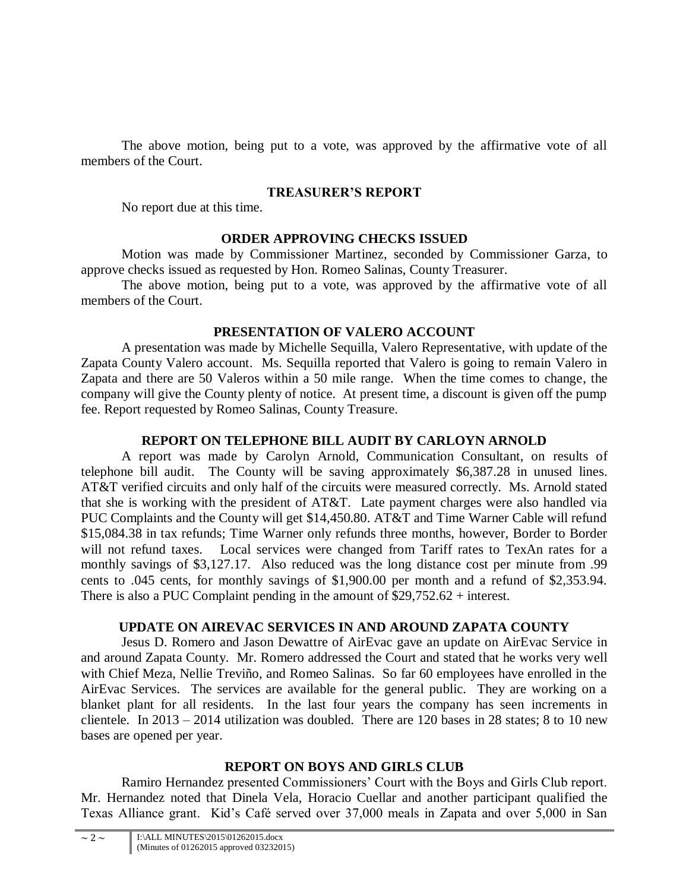The above motion, being put to a vote, was approved by the affirmative vote of all members of the Court.

## TREASURER'S REPORT

No report due at this time.

## ORDER APPROVING CHECKS ISSUED

Motion was made by Commissioner Martinez, seconded by Commissioner Garza, to approve checks issued as requested by Hon. Romeo Salinas, County Treasurer.

The above motion, being put to a vote, was approved by the affirmative vote of all members of the Court.

## PRESENTATION OF VALERO ACCOUNT

A presentation was made by Michelle Sequilla, Valero Representative, with update of the Zapata County Valero account. Ms. Sequilla reported that Valero is going to remain Valero in Zapata and there are 50 Valeros within a 50 mile range. When the time comes to change, the company will give the County plenty of notice. At present time, a discount is given off the pump fee. Report requested by Romeo Salinas, County Treasure.

## REPORT ON TELEPHONE BILL AUDIT BY CARLOYN ARNOLD

A report was made by Carolyn Arnold, Communication Consultant, on results of telephone bill audit. The County will be saving approximately $6,387.28 in unused lines. AT&T verified circuits and only half of the circuits were measured correctly. Ms. Arnold stated that she is working with the president of AT&T. Late payment charges were also handled via PUC Complaints and the County will get $14,450.80. AT&T and Time Warner Cable will refund $15,084.38 in tax refunds; Time Warner only refunds three months, however, Border to Border will not refund taxes. Local services were changed from Tariff rates to TexAn rates for a monthly savings of $3,127.17. Also reduced was the long distance cost per minute from .99 cents to .045 cents, for monthly savings of $1,900.00 per month and a refund of $2,353.94. There is also a PUC Complaint pending in the amount of $29,752.62 + interest.

## UPDATE ON AIREVAC SERVICES IN AND AROUND ZAPATA COUNTY

Jesus D. Romero and Jason Dewattre of AirEvac gave an update on AirEvac Service in and around Zapata County. Mr. Romero addressed the Court and stated that he works very well with Chief Meza, Nellie Treviño, and Romeo Salinas. So far 60 employees have enrolled in the AirEvac Services. The services are available for the general public. They are working on a blanket plant for all residents. In the last four years the company has seen increments in clientele. In 2013 – 2014 utilization was doubled. There are 120 bases in 28 states; 8 to 10 new bases are opened per year.

## REPORT ON BOYS AND GIRLS CLUB

Ramiro Hernandez presented Commissioners' Court with the Boys and Girls Club report. Mr. Hernandez noted that Dinela Vela, Horacio Cuellar and another participant qualified the Texas Alliance grant. Kid's Café served over 37,000 meals in Zapata and over 5,000 in San

I:\ALL MINUTES\2015\01262015.docx
(Minutes of 01262015 approved 03232015)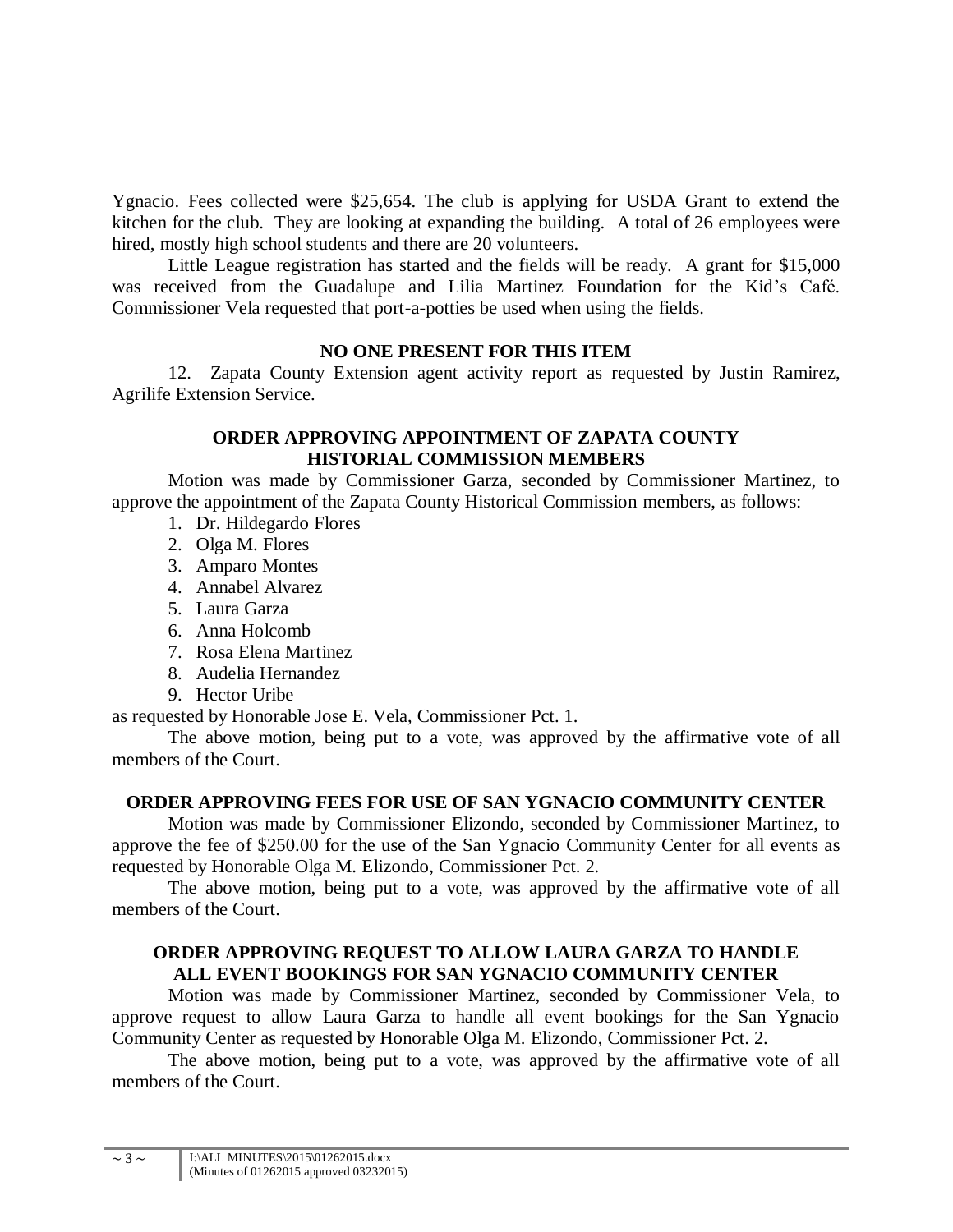Ygnacio. Fees collected were $25,654. The club is applying for USDA Grant to extend the kitchen for the club. They are looking at expanding the building. A total of 26 employees were hired, mostly high school students and there are 20 volunteers.

Little League registration has started and the fields will be ready. A grant for $15,000 was received from the Guadalupe and Lilia Martinez Foundation for the Kid's Café. Commissioner Vela requested that port-a-potties be used when using the fields.

**NO ONE PRESENT FOR THIS ITEM**

12. Zapata County Extension agent activity report as requested by Justin Ramirez, Agrilife Extension Service.

**ORDER APPROVING APPOINTMENT OF ZAPATA COUNTY HISTORICAL COMMISSION MEMBERS**

Motion was made by Commissioner Garza, seconded by Commissioner Martinez, to approve the appointment of the Zapata County Historical Commission members, as follows:

1. Dr. Hildegardo Flores
2. Olga M. Flores
3. Amparo Montes
4. Annabel Alvarez
5. Laura Garza
6. Anna Holcomb
7. Rosa Elena Martinez
8. Audelia Hernandez
9. Hector Uribe

as requested by Honorable Jose E. Vela, Commissioner Pct. 1.

The above motion, being put to a vote, was approved by the affirmative vote of all members of the Court.

**ORDER APPROVING FEES FOR USE OF SAN YGNACIO COMMUNITY CENTER**

Motion was made by Commissioner Elizondo, seconded by Commissioner Martinez, to approve the fee of $250.00 for the use of the San Ygnacio Community Center for all events as requested by Honorable Olga M. Elizondo, Commissioner Pct. 2.

The above motion, being put to a vote, was approved by the affirmative vote of all members of the Court.

**ORDER APPROVING REQUEST TO ALLOW LAURA GARZA TO HANDLE ALL EVENT BOOKINGS FOR SAN YGNACIO COMMUNITY CENTER**

Motion was made by Commissioner Martinez, seconded by Commissioner Vela, to approve request to allow Laura Garza to handle all event bookings for the San Ygnacio Community Center as requested by Honorable Olga M. Elizondo, Commissioner Pct. 2.

The above motion, being put to a vote, was approved by the affirmative vote of all members of the Court.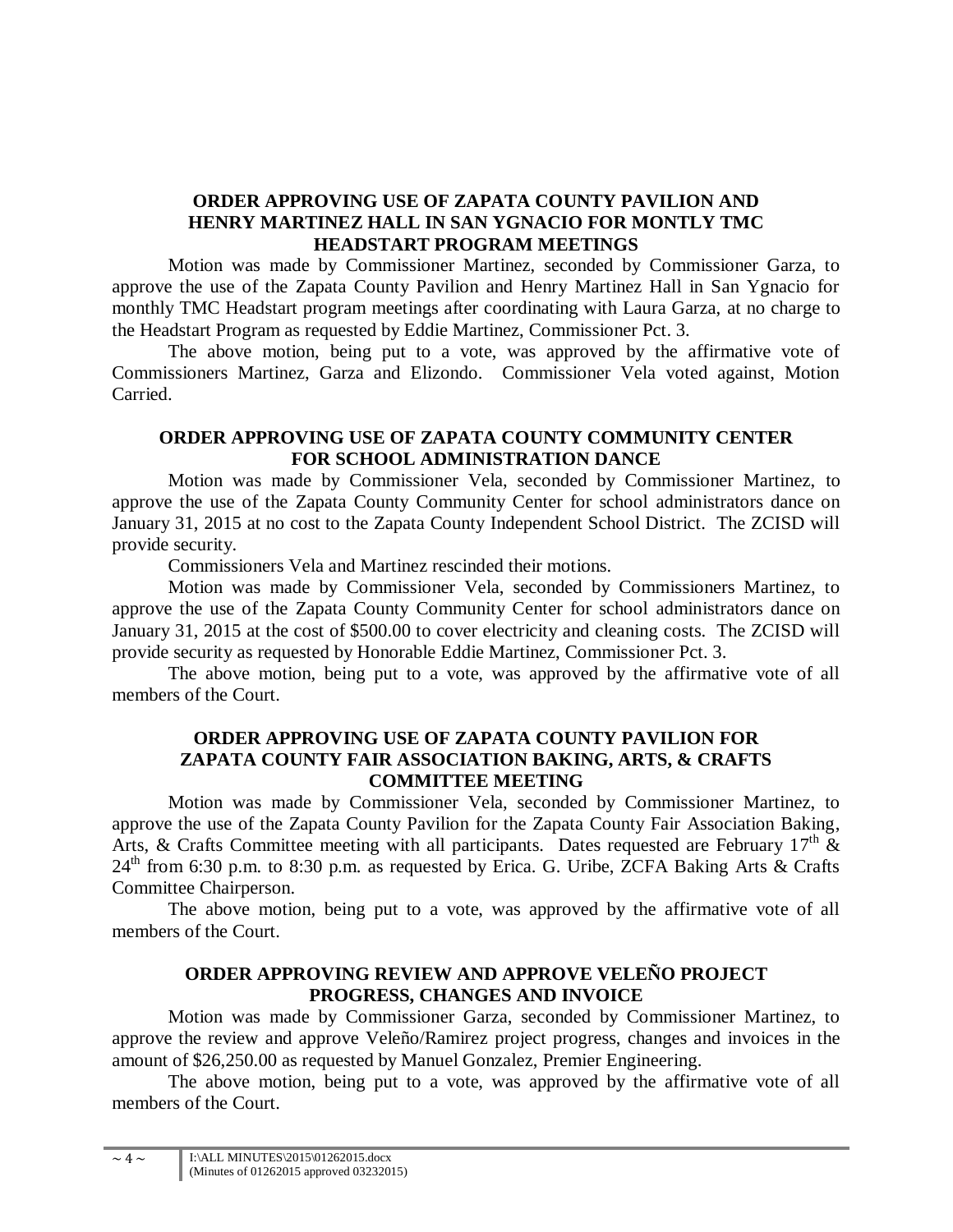### ORDER APPROVING USE OF ZAPATA COUNTY PAVILION AND HENRY MARTINEZ HALL IN SAN YGNACIO FOR MONTLY TMC HEADSTART PROGRAM MEETINGS

Motion was made by Commissioner Martinez, seconded by Commissioner Garza, to approve the use of the Zapata County Pavilion and Henry Martinez Hall in San Ygnacio for monthly TMC Headstart program meetings after coordinating with Laura Garza, at no charge to the Headstart Program as requested by Eddie Martinez, Commissioner Pct. 3.

The above motion, being put to a vote, was approved by the affirmative vote of Commissioners Martinez, Garza and Elizondo. Commissioner Vela voted against, Motion Carried.

### ORDER APPROVING USE OF ZAPATA COUNTY COMMUNITY CENTER FOR SCHOOL ADMINISTRATION DANCE

Motion was made by Commissioner Vela, seconded by Commissioner Martinez, to approve the use of the Zapata County Community Center for school administrators dance on January 31, 2015 at no cost to the Zapata County Independent School District. The ZCISD will provide security.

Commissioners Vela and Martinez rescinded their motions.

Motion was made by Commissioner Vela, seconded by Commissioners Martinez, to approve the use of the Zapata County Community Center for school administrators dance on January 31, 2015 at the cost of $500.00 to cover electricity and cleaning costs. The ZCISD will provide security as requested by Honorable Eddie Martinez, Commissioner Pct. 3.

The above motion, being put to a vote, was approved by the affirmative vote of all members of the Court.

### ORDER APPROVING USE OF ZAPATA COUNTY PAVILION FOR ZAPATA COUNTY FAIR ASSOCIATION BAKING, ARTS, & CRAFTS COMMITTEE MEETING

Motion was made by Commissioner Vela, seconded by Commissioner Martinez, to approve the use of the Zapata County Pavilion for the Zapata County Fair Association Baking, Arts, & Crafts Committee meeting with all participants. Dates requested are February 17th & 24th from 6:30 p.m. to 8:30 p.m. as requested by Erica. G. Uribe, ZCFA Baking Arts & Crafts Committee Chairperson.

The above motion, being put to a vote, was approved by the affirmative vote of all members of the Court.

### ORDER APPROVING REVIEW AND APPROVE VELEÑO PROJECT PROGRESS, CHANGES AND INVOICE

Motion was made by Commissioner Garza, seconded by Commissioner Martinez, to approve the review and approve Veleño/Ramirez project progress, changes and invoices in the amount of $26,250.00 as requested by Manuel Gonzalez, Premier Engineering.

The above motion, being put to a vote, was approved by the affirmative vote of all members of the Court.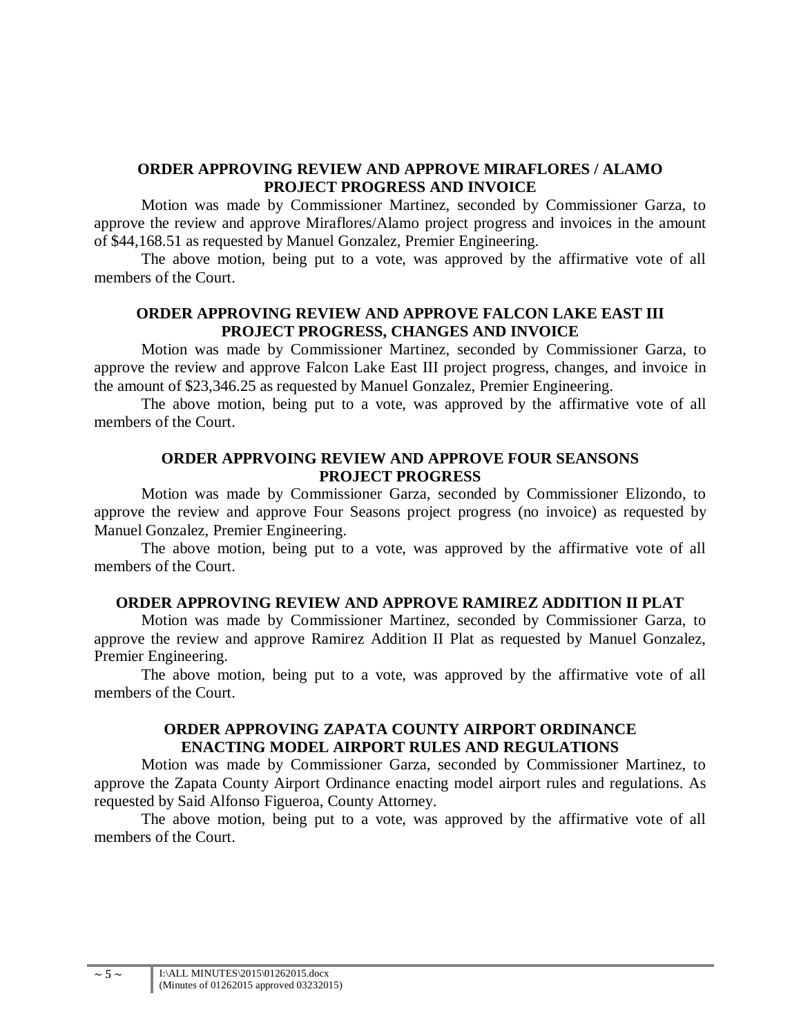**ORDER APPROVING REVIEW AND APPROVE MIRAFLORES / ALAMO PROJECT PROGRESS AND INVOICE**

Motion was made by Commissioner Martinez, seconded by Commissioner Garza, to approve the review and approve Miraflores/Alamo project progress and invoices in the amount of $44,168.51 as requested by Manuel Gonzalez, Premier Engineering.

The above motion, being put to a vote, was approved by the affirmative vote of all members of the Court.

**ORDER APPROVING REVIEW AND APPROVE FALCON LAKE EAST III PROJECT PROGRESS, CHANGES AND INVOICE**

Motion was made by Commissioner Martinez, seconded by Commissioner Garza, to approve the review and approve Falcon Lake East III project progress, changes, and invoice in the amount of $23,346.25 as requested by Manuel Gonzalez, Premier Engineering.

The above motion, being put to a vote, was approved by the affirmative vote of all members of the Court.

**ORDER APPRVOING REVIEW AND APPROVE FOUR SEANSONS PROJECT PROGRESS**

Motion was made by Commissioner Garza, seconded by Commissioner Elizondo, to approve the review and approve Four Seasons project progress (no invoice) as requested by Manuel Gonzalez, Premier Engineering.

The above motion, being put to a vote, was approved by the affirmative vote of all members of the Court.

**ORDER APPROVING REVIEW AND APPROVE RAMIREZ ADDITION II PLAT**

Motion was made by Commissioner Martinez, seconded by Commissioner Garza, to approve the review and approve Ramirez Addition II Plat as requested by Manuel Gonzalez, Premier Engineering.

The above motion, being put to a vote, was approved by the affirmative vote of all members of the Court.

**ORDER APPROVING ZAPATA COUNTY AIRPORT ORDINANCE ENACTING MODEL AIRPORT RULES AND REGULATIONS**

Motion was made by Commissioner Garza, seconded by Commissioner Martinez, to approve the Zapata County Airport Ordinance enacting model airport rules and regulations. As requested by Said Alfonso Figueroa, County Attorney.

The above motion, being put to a vote, was approved by the affirmative vote of all members of the Court.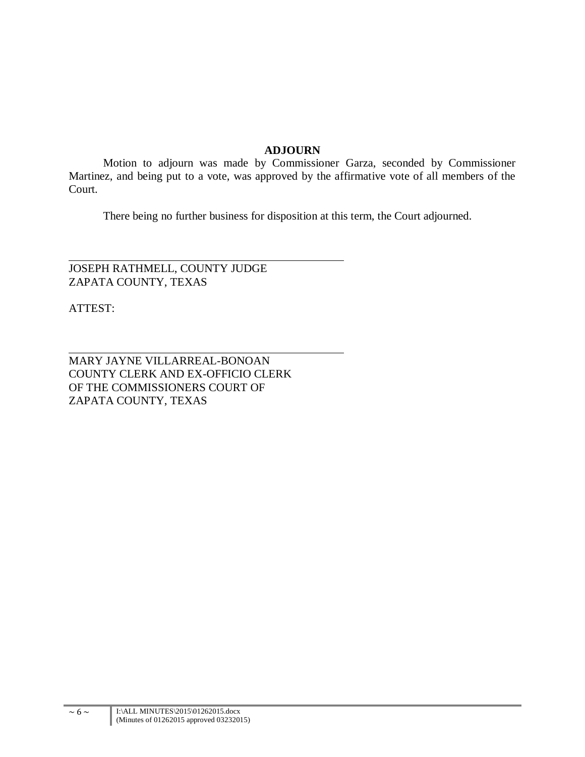**ADJOURN**

Motion to adjourn was made by Commissioner Garza, seconded by Commissioner Martinez, and being put to a vote, was approved by the affirmative vote of all members of the Court.

There being no further business for disposition at this term, the Court adjourned.

\_\_\_\_\_\_\_\_\_\_\_\_\_\_\_\_\_\_\_\_\_\_\_\_\_\_\_\_\_\_\_\_\_\_\_\_\_\_\_\_\_\_\_\_

JOSEPH RATHMELL, COUNTY JUDGE
ZAPATA COUNTY, TEXAS

ATTEST:

\_\_\_\_\_\_\_\_\_\_\_\_\_\_\_\_\_\_\_\_\_\_\_\_\_\_\_\_\_\_\_\_\_\_\_\_\_\_\_\_\_\_\_\_

MARY JAYNE VILLARREAL-BONOAN
COUNTY CLERK AND EX-OFFICIO CLERK
OF THE COMMISSIONERS COURT OF
ZAPATA COUNTY, TEXAS